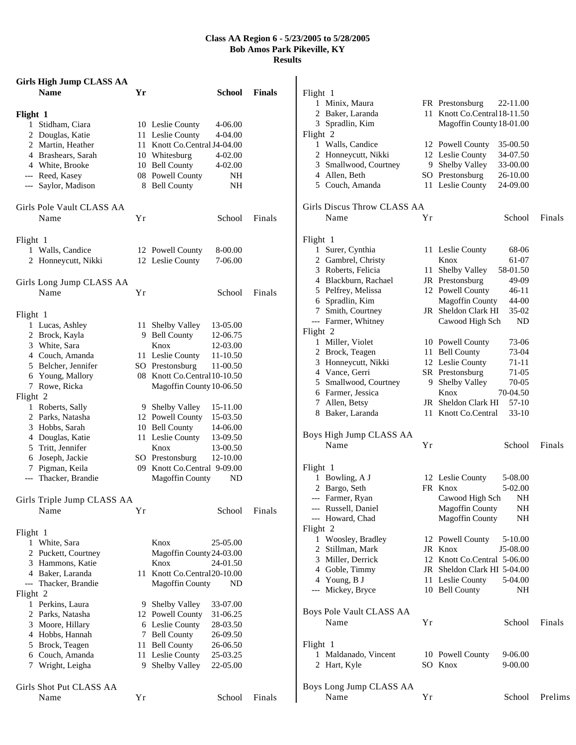# Class AA Region 6 - 5/23/2005 to 5/28/2005
## Bob Amos Park Pikeville, KY
## Results

### Girls High Jump CLASS AA

| | Name | Yr | School | Finals |
|---|---|---|---|---|
| **Flight 1** | | | | |
| 1 | Stidham, Ciara | 10 | Leslie County | 4-06.00 |
| 2 | Douglas, Katie | 11 | Leslie County | 4-04.00 |
| 2 | Martin, Heather | 11 | Knott Co.Central | J4-04.00 |
| 4 | Brashears, Sarah | 10 | Whitesburg | 4-02.00 |
| 4 | White, Brooke | 10 | Bell County | 4-02.00 |
| --- | Reed, Kasey | 08 | Powell County | NH |
| --- | Saylor, Madison | 8 | Bell County | NH |

### Girls Pole Vault CLASS AA

| | Name | Yr | School | Finals |
|---|---|---|---|---|
| **Flight 1** | | | | |
| 1 | Walls, Candice | 12 | Powell County | 8-00.00 |
| 2 | Honneycutt, Nikki | 12 | Leslie County | 7-06.00 |

### Girls Long Jump CLASS AA

| | Name | Yr | School | Finals |
|---|---|---|---|---|
| **Flight 1** | | | | |
| 1 | Lucas, Ashley | 11 | Shelby Valley | 13-05.00 |
| 2 | Brock, Kayla | 9 | Bell County | 12-06.75 |
| 3 | White, Sara | | Knox | 12-03.00 |
| 4 | Couch, Amanda | 11 | Leslie County | 11-10.50 |
| 5 | Belcher, Jennifer | SO | Prestonsburg | 11-00.50 |
| 6 | Young, Mallory | 08 | Knott Co.Central | 10-10.50 |
| 7 | Rowe, Ricka | | Magoffin County | 10-06.50 |
| **Flight 2** | | | | |
| 1 | Roberts, Sally | 9 | Shelby Valley | 15-11.00 |
| 2 | Parks, Natasha | 12 | Powell County | 15-03.50 |
| 3 | Hobbs, Sarah | 10 | Bell County | 14-06.00 |
| 4 | Douglas, Katie | 11 | Leslie County | 13-09.50 |
| 5 | Tritt, Jennifer | | Knox | 13-00.50 |
| 6 | Joseph, Jackie | SO | Prestonsburg | 12-10.00 |
| 7 | Pigman, Keila | 09 | Knott Co.Central | 9-09.00 |
| --- | Thacker, Brandie | | Magoffin County | ND |

### Girls Triple Jump CLASS AA

| | Name | Yr | School | Finals |
|---|---|---|---|---|
| **Flight 1** | | | | |
| 1 | White, Sara | | Knox | 25-05.00 |
| 2 | Puckett, Courtney | | Magoffin County | 24-03.00 |
| 3 | Hammons, Katie | | Knox | 24-01.50 |
| 4 | Baker, Laranda | 11 | Knott Co.Central | 20-10.00 |
| --- | Thacker, Brandie | | Magoffin County | ND |
| **Flight 2** | | | | |
| 1 | Perkins, Laura | 9 | Shelby Valley | 33-07.00 |
| 2 | Parks, Natasha | 12 | Powell County | 31-06.25 |
| 3 | Moore, Hillary | 6 | Leslie County | 28-03.50 |
| 4 | Hobbs, Hannah | 7 | Bell County | 26-09.50 |
| 5 | Brock, Teagen | 11 | Bell County | 26-06.50 |
| 6 | Couch, Amanda | 11 | Leslie County | 25-03.25 |
| 7 | Wright, Leigha | 9 | Shelby Valley | 22-05.00 |

### Girls Shot Put CLASS AA

| | Name | Yr | School | Finals |
|---|---|---|---|---|
| **Flight 1** | | | | |
| 1 | Minix, Maura | FR | Prestonsburg | 22-11.00 |
| 2 | Baker, Laranda | 11 | Knott Co.Central | 18-11.50 |
| 3 | Spradlin, Kim | | Magoffin County | 18-01.00 |
| **Flight 2** | | | | |
| 1 | Walls, Candice | 12 | Powell County | 35-00.50 |
| 2 | Honneycutt, Nikki | 12 | Leslie County | 34-07.50 |
| 3 | Smallwood, Courtney | 9 | Shelby Valley | 33-00.00 |
| 4 | Allen, Beth | SO | Prestonsburg | 26-10.00 |
| 5 | Couch, Amanda | 11 | Leslie County | 24-09.00 |

### Girls Discus Throw CLASS AA

| | Name | Yr | School | Finals |
|---|---|---|---|---|
| **Flight 1** | | | | |
| 1 | Surer, Cynthia | 11 | Leslie County | 68-06 |
| 2 | Gambrel, Christy | | Knox | 61-07 |
| 3 | Roberts, Felicia | 11 | Shelby Valley | 58-01.50 |
| 4 | Blackburn, Rachael | JR | Prestonsburg | 49-09 |
| 5 | Pelfrey, Melissa | 12 | Powell County | 46-11 |
| 6 | Spradlin, Kim | | Magoffin County | 44-00 |
| 7 | Smith, Courtney | JR | Sheldon Clark HI | 35-02 |
| --- | Farmer, Whitney | | Cawood High Sch | ND |
| **Flight 2** | | | | |
| 1 | Miller, Violet | 10 | Powell County | 73-06 |
| 2 | Brock, Teagen | 11 | Bell County | 73-04 |
| 3 | Honneycutt, Nikki | 12 | Leslie County | 71-11 |
| 4 | Vance, Gerri | SR | Prestonsburg | 71-05 |
| 5 | Smallwood, Courtney | 9 | Shelby Valley | 70-05 |
| 6 | Farmer, Jessica | | Knox | 70-04.50 |
| 7 | Allen, Betsy | JR | Sheldon Clark HI | 57-10 |
| 8 | Baker, Laranda | 11 | Knott Co.Central | 33-10 |

### Boys High Jump CLASS AA

| | Name | Yr | School | Finals |
|---|---|---|---|---|
| **Flight 1** | | | | |
| 1 | Bowling, A J | 12 | Leslie County | 5-08.00 |
| 2 | Bargo, Seth | FR | Knox | 5-02.00 |
| --- | Farmer, Ryan | | Cawood High Sch | NH |
| --- | Russell, Daniel | | Magoffin County | NH |
| --- | Howard, Chad | | Magoffin County | NH |
| **Flight 2** | | | | |
| 1 | Woosley, Bradley | 12 | Powell County | 5-10.00 |
| 2 | Stillman, Mark | JR | Knox | J5-08.00 |
| 3 | Miller, Derrick | 12 | Knott Co.Central | 5-06.00 |
| 4 | Goble, Timmy | JR | Sheldon Clark HI | 5-04.00 |
| 4 | Young, B J | 11 | Leslie County | 5-04.00 |
| --- | Mickey, Bryce | 10 | Bell County | NH |

### Boys Pole Vault CLASS AA

| | Name | Yr | School | Finals |
|---|---|---|---|---|
| **Flight 1** | | | | |
| 1 | Maldanado, Vincent | 10 | Powell County | 9-06.00 |
| 2 | Hart, Kyle | SO | Knox | 9-00.00 |

### Boys Long Jump CLASS AA

| | Name | Yr | School | Prelims |
|---|---|---|---|---|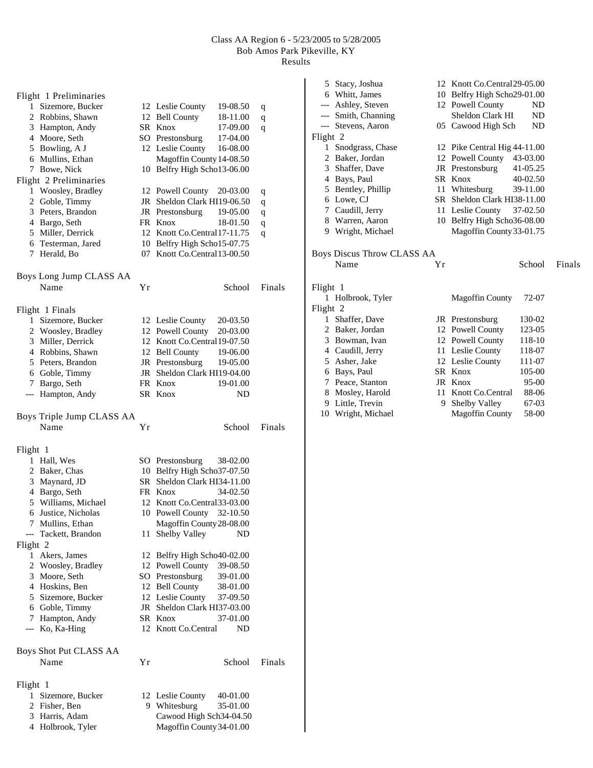Class AA Region 6 - 5/23/2005 to 5/28/2005
Bob Amos Park Pikeville, KY
Results

**Flight 1 Preliminaries**

| | | | | | |
|---|---|---|---|---|---|
| 1 | Sizemore, Bucker | 12 | Leslie County | 19-08.50 | q |
| 2 | Robbins, Shawn | 12 | Bell County | 18-11.00 | q |
| 3 | Hampton, Andy | SR | Knox | 17-09.00 | q |
| 4 | Moore, Seth | SO | Prestonsburg | 17-04.00 | |
| 5 | Bowling, A J | 12 | Leslie County | 16-08.00 | |
| 6 | Mullins, Ethan | | Magoffin County | 14-08.50 | |
| 7 | Bowe, Nick | 10 | Belfry High Scho | 13-06.00 | |

**Flight 2 Preliminaries**

| | | | | | |
|---|---|---|---|---|---|
| 1 | Woosley, Bradley | 12 | Powell County | 20-03.00 | q |
| 2 | Goble, Timmy | JR | Sheldon Clark HI | 19-06.50 | q |
| 3 | Peters, Brandon | JR | Prestonsburg | 19-05.00 | q |
| 4 | Bargo, Seth | FR | Knox | 18-01.50 | q |
| 5 | Miller, Derrick | 12 | Knott Co.Central | 17-11.75 | q |
| 6 | Testerman, Jared | 10 | Belfry High Scho | 15-07.75 | |
| 7 | Herald, Bo | 07 | Knott Co.Central | 13-00.50 | |

## Boys Long Jump CLASS AA

| | Name | Yr | School | Finals |
|---|---|---|---|---|
| **Flight 1 Finals** | | | | |
| 1 | Sizemore, Bucker | 12 | Leslie County | 20-03.50 |
| 2 | Woosley, Bradley | 12 | Powell County | 20-03.00 |
| 3 | Miller, Derrick | 12 | Knott Co.Central | 19-07.50 |
| 4 | Robbins, Shawn | 12 | Bell County | 19-06.00 |
| 5 | Peters, Brandon | JR | Prestonsburg | 19-05.00 |
| 6 | Goble, Timmy | JR | Sheldon Clark HI | 19-04.00 |
| 7 | Bargo, Seth | FR | Knox | 19-01.00 |
| --- | Hampton, Andy | SR | Knox | ND |

## Boys Triple Jump CLASS AA

| | Name | Yr | School | Finals |
|---|---|---|---|---|
| **Flight 1** | | | | |
| 1 | Hall, Wes | SO | Prestonsburg | 38-02.00 |
| 2 | Baker, Chas | 10 | Belfry High Scho | 37-07.50 |
| 3 | Maynard, JD | SR | Sheldon Clark HI | 34-11.00 |
| 4 | Bargo, Seth | FR | Knox | 34-02.50 |
| 5 | Williams, Michael | 12 | Knott Co.Central | 33-03.00 |
| 6 | Justice, Nicholas | 10 | Powell County | 32-10.50 |
| 7 | Mullins, Ethan | | Magoffin County | 28-08.00 |
| --- | Tackett, Brandon | 11 | Shelby Valley | ND |
| **Flight 2** | | | | |
| 1 | Akers, James | 12 | Belfry High Scho | 40-02.00 |
| 2 | Woosley, Bradley | 12 | Powell County | 39-08.50 |
| 3 | Moore, Seth | SO | Prestonsburg | 39-01.00 |
| 4 | Hoskins, Ben | 12 | Bell County | 38-01.00 |
| 5 | Sizemore, Bucker | 12 | Leslie County | 37-09.50 |
| 6 | Goble, Timmy | JR | Sheldon Clark HI | 37-03.00 |
| 7 | Hampton, Andy | SR | Knox | 37-01.00 |
| --- | Ko, Ka-Hing | 12 | Knott Co.Central | ND |

## Boys Shot Put CLASS AA

| | Name | Yr | School | Finals |
|---|---|---|---|---|
| **Flight 1** | | | | |
| 1 | Sizemore, Bucker | 12 | Leslie County | 40-01.00 |
| 2 | Fisher, Ben | 9 | Whitesburg | 35-01.00 |
| 3 | Harris, Adam | | Cawood High Sch | 34-04.50 |
| 4 | Holbrook, Tyler | | Magoffin County | 34-01.00 |
| 5 | Stacy, Joshua | 12 | Knott Co.Central | 29-05.00 |
| 6 | Whitt, James | 10 | Belfry High Scho | 29-01.00 |
| --- | Ashley, Steven | 12 | Powell County | ND |
| --- | Smith, Channing | | Sheldon Clark HI | ND |
| --- | Stevens, Aaron | 05 | Cawood High Sch | ND |
| **Flight 2** | | | | |
| 1 | Snodgrass, Chase | 12 | Pike Central Hig | 44-11.00 |
| 2 | Baker, Jordan | 12 | Powell County | 43-03.00 |
| 3 | Shaffer, Dave | JR | Prestonsburg | 41-05.25 |
| 4 | Bays, Paul | SR | Knox | 40-02.50 |
| 5 | Bentley, Phillip | 11 | Whitesburg | 39-11.00 |
| 6 | Lowe, CJ | SR | Sheldon Clark HI | 38-11.00 |
| 7 | Caudill, Jerry | 11 | Leslie County | 37-02.50 |
| 8 | Warren, Aaron | 10 | Belfry High Scho | 36-08.00 |
| 9 | Wright, Michael | | Magoffin County | 33-01.75 |

## Boys Discus Throw CLASS AA

| | Name | Yr | School | Finals |
|---|---|---|---|---|
| **Flight 1** | | | | |
| 1 | Holbrook, Tyler | | Magoffin County | 72-07 |
| **Flight 2** | | | | |
| 1 | Shaffer, Dave | JR | Prestonsburg | 130-02 |
| 2 | Baker, Jordan | 12 | Powell County | 123-05 |
| 3 | Bowman, Ivan | 12 | Powell County | 118-10 |
| 4 | Caudill, Jerry | 11 | Leslie County | 118-07 |
| 5 | Asher, Jake | 12 | Leslie County | 111-07 |
| 6 | Bays, Paul | SR | Knox | 105-00 |
| 7 | Peace, Stanton | JR | Knox | 95-00 |
| 8 | Mosley, Harold | 11 | Knott Co.Central | 88-06 |
| 9 | Little, Trevin | 9 | Shelby Valley | 67-03 |
| 10 | Wright, Michael | | Magoffin County | 58-00 |